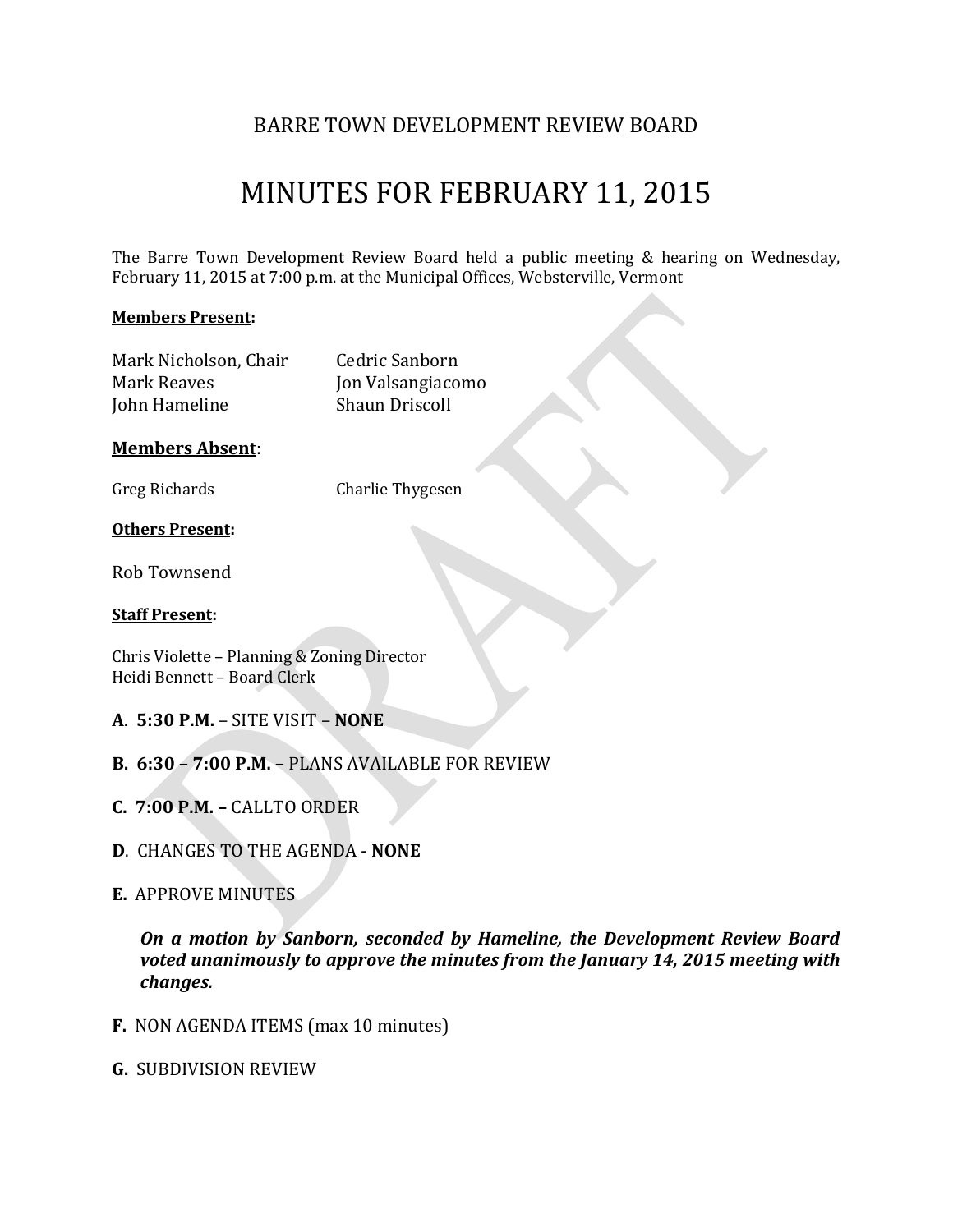## BARRE TOWN DEVELOPMENT REVIEW BOARD

# MINUTES FOR FEBRUARY 11, 2015

The Barre Town Development Review Board held a public meeting & hearing on Wednesday, February 11, 2015 at 7:00 p.m. at the Municipal Offices, Websterville, Vermont

**Members Present:**

| | |
|---|---|
| Mark Nicholson, Chair | Cedric Sanborn |
| Mark Reaves | Jon Valsangiacomo |
| John Hameline | Shaun Driscoll |

**Members Absent**:

| | |
|---|---|
| Greg Richards | Charlie Thygesen |

**Others Present:**

Rob Townsend

**Staff Present:**

Chris Violette – Planning & Zoning Director
Heidi Bennett – Board Clerk

**A**. **5:30 P.M.** – SITE VISIT – **NONE**

**B. 6:30 – 7:00 P.M. –** PLANS AVAILABLE FOR REVIEW

**C. 7:00 P.M. –** CALLTO ORDER

**D**. CHANGES TO THE AGENDA - **NONE**

**E.** APPROVE MINUTES

***On a motion by Sanborn, seconded by Hameline, the Development Review Board voted unanimously to approve the minutes from the January 14, 2015 meeting with changes.***

**F.** NON AGENDA ITEMS (max 10 minutes)

**G.** SUBDIVISION REVIEW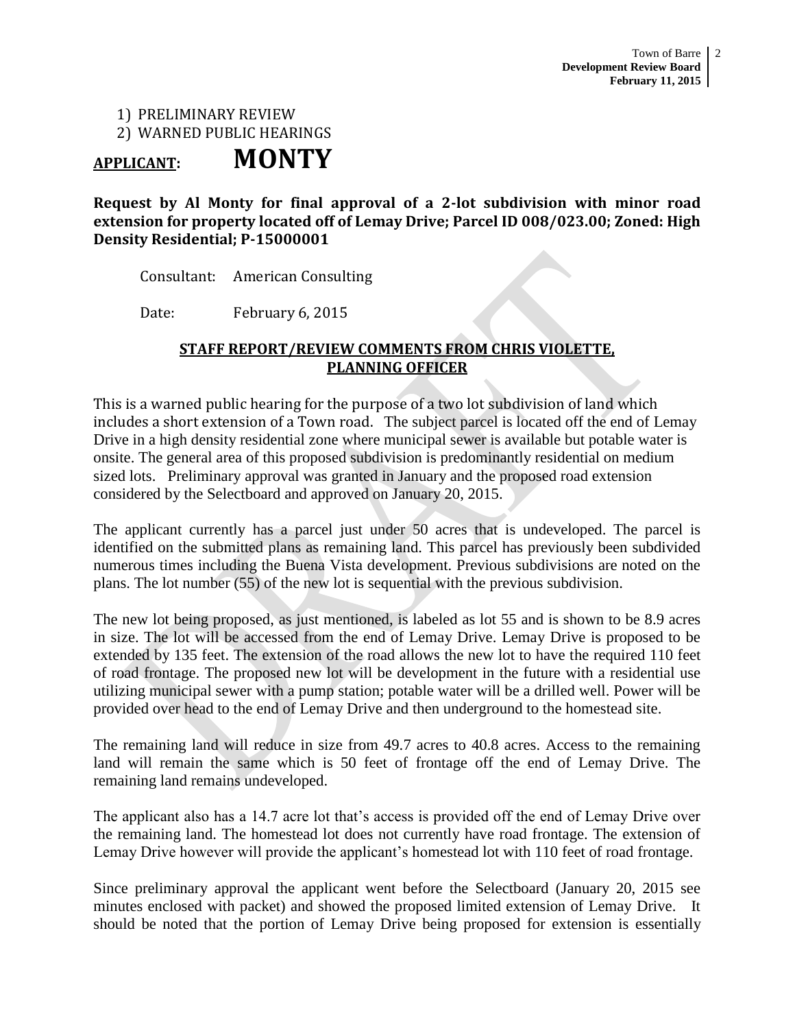1) PRELIMINARY REVIEW
2) WARNED PUBLIC HEARINGS

## APPLICANT: MONTY

**Request by Al Monty for final approval of a 2-lot subdivision with minor road extension for property located off of Lemay Drive; Parcel ID 008/023.00; Zoned: High Density Residential; P-15000001**

Consultant: American Consulting

Date: February 6, 2015

### STAFF REPORT/REVIEW COMMENTS FROM CHRIS VIOLETTE, PLANNING OFFICER

This is a warned public hearing for the purpose of a two lot subdivision of land which includes a short extension of a Town road. The subject parcel is located off the end of Lemay Drive in a high density residential zone where municipal sewer is available but potable water is onsite. The general area of this proposed subdivision is predominantly residential on medium sized lots. Preliminary approval was granted in January and the proposed road extension considered by the Selectboard and approved on January 20, 2015.

The applicant currently has a parcel just under 50 acres that is undeveloped. The parcel is identified on the submitted plans as remaining land. This parcel has previously been subdivided numerous times including the Buena Vista development. Previous subdivisions are noted on the plans. The lot number (55) of the new lot is sequential with the previous subdivision.

The new lot being proposed, as just mentioned, is labeled as lot 55 and is shown to be 8.9 acres in size. The lot will be accessed from the end of Lemay Drive. Lemay Drive is proposed to be extended by 135 feet. The extension of the road allows the new lot to have the required 110 feet of road frontage. The proposed new lot will be development in the future with a residential use utilizing municipal sewer with a pump station; potable water will be a drilled well. Power will be provided over head to the end of Lemay Drive and then underground to the homestead site.

The remaining land will reduce in size from 49.7 acres to 40.8 acres. Access to the remaining land will remain the same which is 50 feet of frontage off the end of Lemay Drive. The remaining land remains undeveloped.

The applicant also has a 14.7 acre lot that's access is provided off the end of Lemay Drive over the remaining land. The homestead lot does not currently have road frontage. The extension of Lemay Drive however will provide the applicant's homestead lot with 110 feet of road frontage.

Since preliminary approval the applicant went before the Selectboard (January 20, 2015 see minutes enclosed with packet) and showed the proposed limited extension of Lemay Drive. It should be noted that the portion of Lemay Drive being proposed for extension is essentially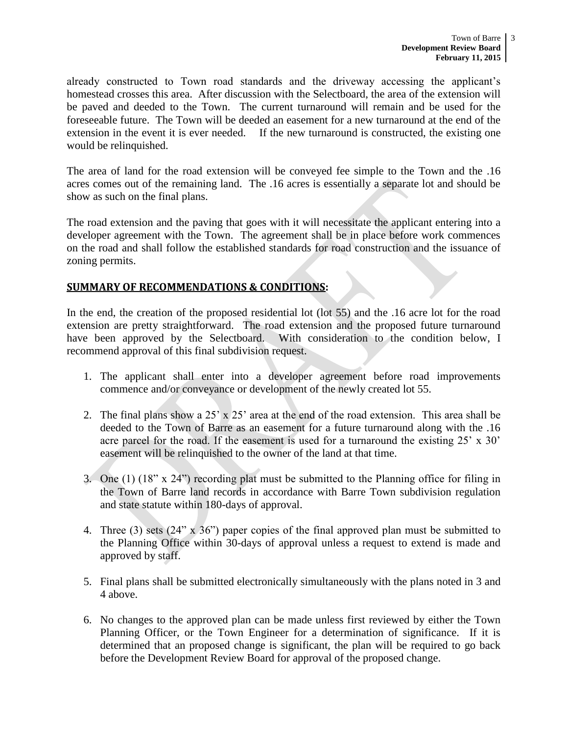already constructed to Town road standards and the driveway accessing the applicant's homestead crosses this area. After discussion with the Selectboard, the area of the extension will be paved and deeded to the Town. The current turnaround will remain and be used for the foreseeable future. The Town will be deeded an easement for a new turnaround at the end of the extension in the event it is ever needed. If the new turnaround is constructed, the existing one would be relinquished.

The area of land for the road extension will be conveyed fee simple to the Town and the .16 acres comes out of the remaining land. The .16 acres is essentially a separate lot and should be show as such on the final plans.

The road extension and the paving that goes with it will necessitate the applicant entering into a developer agreement with the Town. The agreement shall be in place before work commences on the road and shall follow the established standards for road construction and the issuance of zoning permits.

## SUMMARY OF RECOMMENDATIONS & CONDITIONS:

In the end, the creation of the proposed residential lot (lot 55) and the .16 acre lot for the road extension are pretty straightforward. The road extension and the proposed future turnaround have been approved by the Selectboard. With consideration to the condition below, I recommend approval of this final subdivision request.

1. The applicant shall enter into a developer agreement before road improvements commence and/or conveyance or development of the newly created lot 55.

2. The final plans show a 25' x 25' area at the end of the road extension. This area shall be deeded to the Town of Barre as an easement for a future turnaround along with the .16 acre parcel for the road. If the easement is used for a turnaround the existing 25' x 30' easement will be relinquished to the owner of the land at that time.

3. One (1) (18" x 24") recording plat must be submitted to the Planning office for filing in the Town of Barre land records in accordance with Barre Town subdivision regulation and state statute within 180-days of approval.

4. Three (3) sets (24" x 36") paper copies of the final approved plan must be submitted to the Planning Office within 30-days of approval unless a request to extend is made and approved by staff.

5. Final plans shall be submitted electronically simultaneously with the plans noted in 3 and 4 above.

6. No changes to the approved plan can be made unless first reviewed by either the Town Planning Officer, or the Town Engineer for a determination of significance. If it is determined that an proposed change is significant, the plan will be required to go back before the Development Review Board for approval of the proposed change.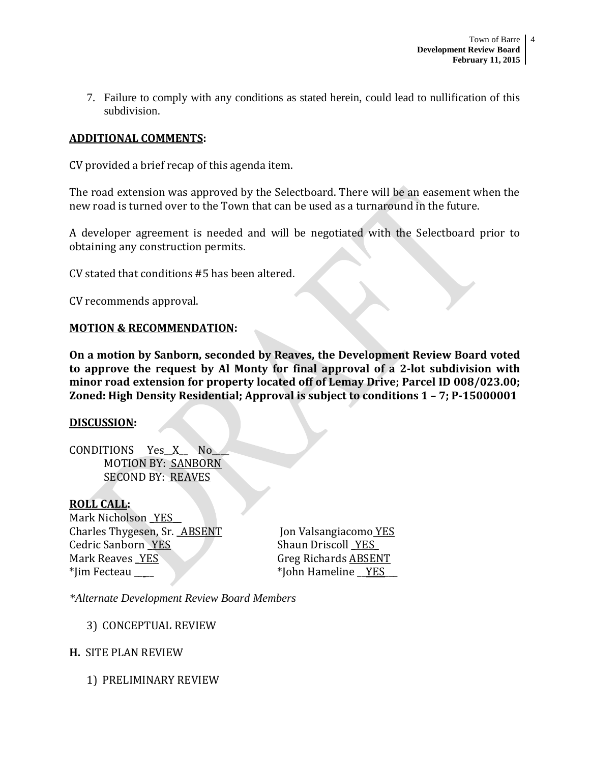7. Failure to comply with any conditions as stated herein, could lead to nullification of this subdivision.

**ADDITIONAL COMMENTS:**

CV provided a brief recap of this agenda item.

The road extension was approved by the Selectboard. There will be an easement when the new road is turned over to the Town that can be used as a turnaround in the future.

A developer agreement is needed and will be negotiated with the Selectboard prior to obtaining any construction permits.

CV stated that conditions #5 has been altered.

CV recommends approval.

**MOTION & RECOMMENDATION:**

**On a motion by Sanborn, seconded by Reaves, the Development Review Board voted to approve the request by Al Monty for final approval of a 2-lot subdivision with minor road extension for property located off of Lemay Drive; Parcel ID 008/023.00; Zoned: High Density Residential; Approval is subject to conditions 1 – 7; P-15000001**

**DISCUSSION:**

CONDITIONS Yes\_\_X\_\_ No\_\_\_\_
MOTION BY: SANBORN
SECOND BY: REAVES

**ROLL CALL:**

Mark Nicholson \_YES\_\_
Charles Thygesen, Sr. \_ABSENT
Cedric Sanborn \_YES
Mark Reaves \_YES
*Jim Fecteau \_\_\_\_
Jon Valsangiacomo YES
Shaun Driscoll \_YES\_
Greg Richards ABSENT
*John Hameline \_\_YES\_\_

*\*Alternate Development Review Board Members*

3) CONCEPTUAL REVIEW

**H.** SITE PLAN REVIEW

1) PRELIMINARY REVIEW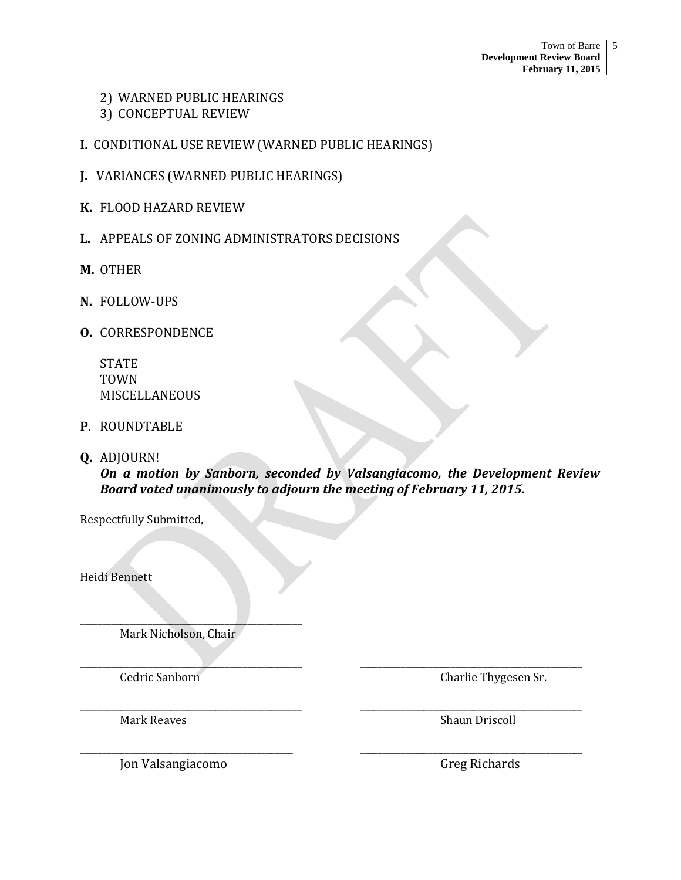2) WARNED PUBLIC HEARINGS
3) CONCEPTUAL REVIEW

**I.** CONDITIONAL USE REVIEW (WARNED PUBLIC HEARINGS)

**J.** VARIANCES (WARNED PUBLIC HEARINGS)

**K.** FLOOD HAZARD REVIEW

**L.** APPEALS OF ZONING ADMINISTRATORS DECISIONS

**M.** OTHER

**N.** FOLLOW-UPS

**O.** CORRESPONDENCE

STATE
TOWN
MISCELLANEOUS

**P**. ROUNDTABLE

**Q.** ADJOURN!

***On a motion by Sanborn, seconded by Valsangiacomo, the Development Review Board voted unanimously to adjourn the meeting of February 11, 2015.***

Respectfully Submitted,

Heidi Bennett

\_\_\_\_\_\_\_\_\_\_\_\_\_\_\_\_\_\_\_\_\_\_\_\_\_\_\_\_\_\_\_\_\_\_\_\_\_\_\_\_
Mark Nicholson, Chair

\_\_\_\_\_\_\_\_\_\_\_\_\_\_\_\_\_\_\_\_\_\_\_\_\_\_\_\_\_\_\_\_\_\_\_\_\_\_\_\_
Cedric Sanborn

\_\_\_\_\_\_\_\_\_\_\_\_\_\_\_\_\_\_\_\_\_\_\_\_\_\_\_\_\_\_\_\_\_\_\_\_\_\_\_\_
Charlie Thygesen Sr.

\_\_\_\_\_\_\_\_\_\_\_\_\_\_\_\_\_\_\_\_\_\_\_\_\_\_\_\_\_\_\_\_\_\_\_\_\_\_\_\_
Mark Reaves

\_\_\_\_\_\_\_\_\_\_\_\_\_\_\_\_\_\_\_\_\_\_\_\_\_\_\_\_\_\_\_\_\_\_\_\_\_\_\_\_
Shaun Driscoll

\_\_\_\_\_\_\_\_\_\_\_\_\_\_\_\_\_\_\_\_\_\_\_\_\_\_\_\_\_\_\_\_\_\_\_\_\_\_\_\_
Jon Valsangiacomo

\_\_\_\_\_\_\_\_\_\_\_\_\_\_\_\_\_\_\_\_\_\_\_\_\_\_\_\_\_\_\_\_\_\_\_\_\_\_\_\_
Greg Richards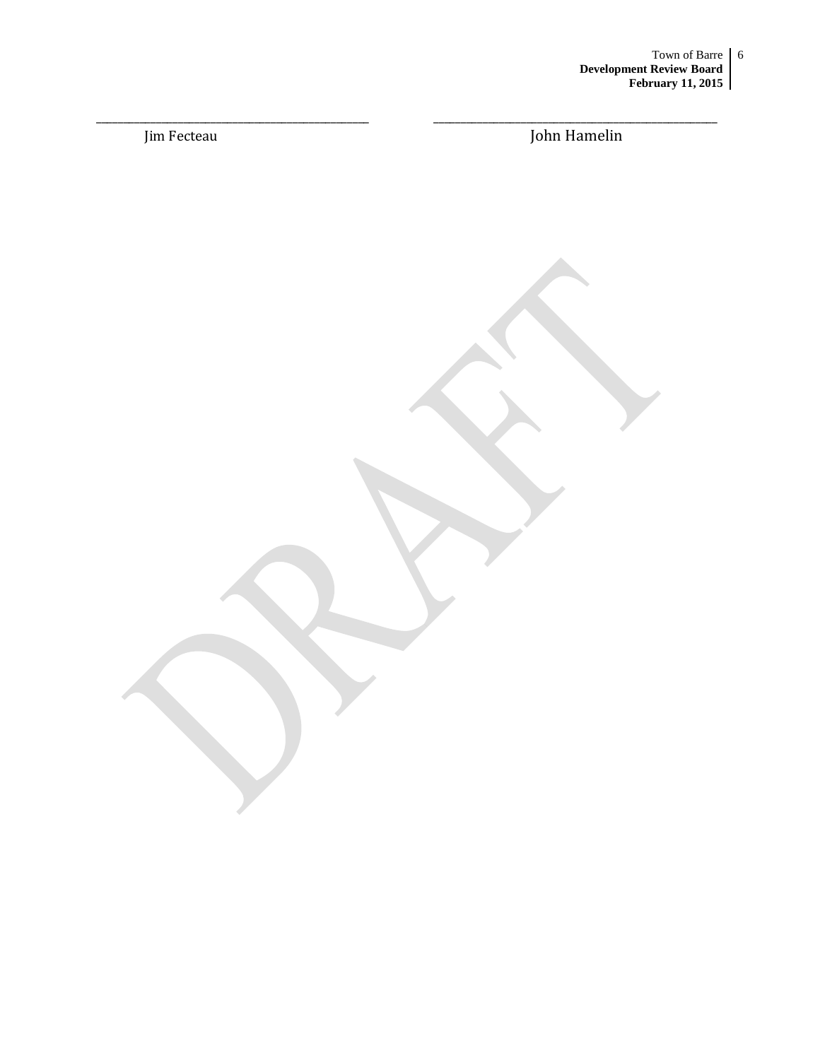\_\_\_\_\_\_\_\_\_\_\_\_\_\_\_\_\_\_\_\_\_\_\_\_\_\_\_\_\_\_\_\_\_\_\_\_\_\_\_\_\_\_\_\_ \_\_\_\_\_\_\_\_\_\_\_\_\_\_\_\_\_\_\_\_\_\_\_\_\_\_\_\_\_\_\_\_\_\_\_\_\_\_\_\_\_\_\_\_

Jim Fecteau John Hamelin

DRAFT